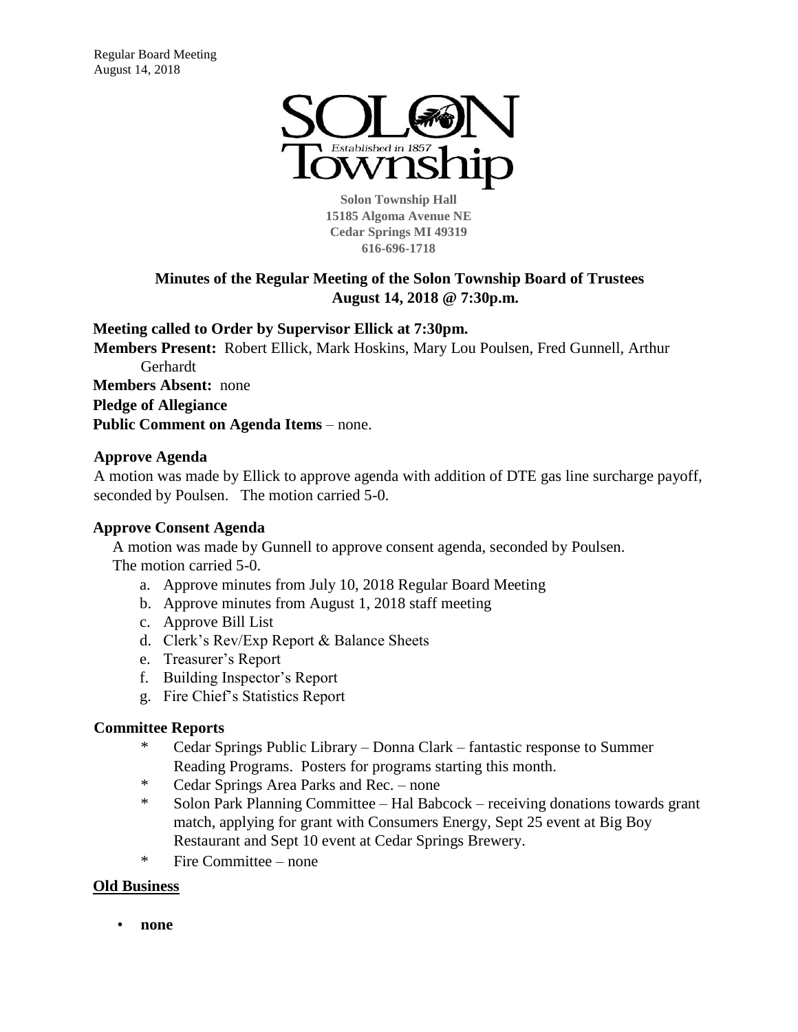Regular Board Meeting
August 14, 2018

SOLON
Established in 1857
Township

**Solon Township Hall**
**15185 Algoma Avenue NE**
**Cedar Springs MI 49319**
**616-696-1718**

## Minutes of the Regular Meeting of the Solon Township Board of Trustees August 14, 2018 @ 7:30p.m.

**Meeting called to Order by Supervisor Ellick at 7:30pm.**

**Members Present:** Robert Ellick, Mark Hoskins, Mary Lou Poulsen, Fred Gunnell, Arthur Gerhardt

**Members Absent:** none

**Pledge of Allegiance**

**Public Comment on Agenda Items** – none.

### Approve Agenda

A motion was made by Ellick to approve agenda with addition of DTE gas line surcharge payoff, seconded by Poulsen. The motion carried 5-0.

### Approve Consent Agenda

A motion was made by Gunnell to approve consent agenda, seconded by Poulsen. The motion carried 5-0.

a. Approve minutes from July 10, 2018 Regular Board Meeting
b. Approve minutes from August 1, 2018 staff meeting
c. Approve Bill List
d. Clerk's Rev/Exp Report & Balance Sheets
e. Treasurer's Report
f. Building Inspector's Report
g. Fire Chief's Statistics Report

### Committee Reports

* Cedar Springs Public Library – Donna Clark – fantastic response to Summer Reading Programs. Posters for programs starting this month.
* Cedar Springs Area Parks and Rec. – none
* Solon Park Planning Committee – Hal Babcock – receiving donations towards grant match, applying for grant with Consumers Energy, Sept 25 event at Big Boy Restaurant and Sept 10 event at Cedar Springs Brewery.
* Fire Committee – none

### Old Business

- **none**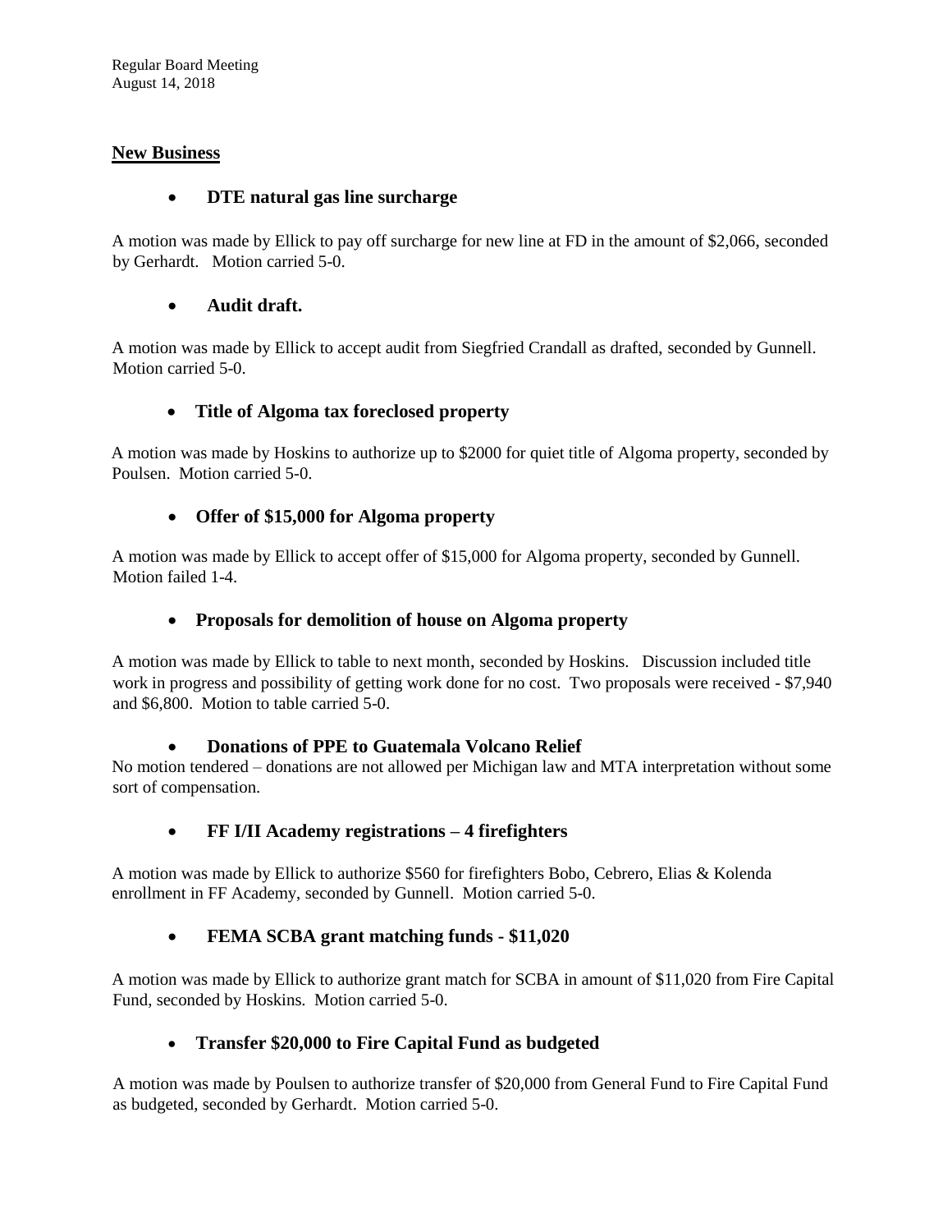## New Business

- **DTE natural gas line surcharge**

A motion was made by Ellick to pay off surcharge for new line at FD in the amount of $2,066, seconded by Gerhardt. Motion carried 5-0.

- **Audit draft.**

A motion was made by Ellick to accept audit from Siegfried Crandall as drafted, seconded by Gunnell. Motion carried 5-0.

- **Title of Algoma tax foreclosed property**

A motion was made by Hoskins to authorize up to $2000 for quiet title of Algoma property, seconded by Poulsen. Motion carried 5-0.

- **Offer of $15,000 for Algoma property**

A motion was made by Ellick to accept offer of $15,000 for Algoma property, seconded by Gunnell. Motion failed 1-4.

- **Proposals for demolition of house on Algoma property**

A motion was made by Ellick to table to next month, seconded by Hoskins. Discussion included title work in progress and possibility of getting work done for no cost. Two proposals were received - $7,940 and $6,800. Motion to table carried 5-0.

- **Donations of PPE to Guatemala Volcano Relief**

No motion tendered – donations are not allowed per Michigan law and MTA interpretation without some sort of compensation.

- **FF I/II Academy registrations – 4 firefighters**

A motion was made by Ellick to authorize $560 for firefighters Bobo, Cebrero, Elias & Kolenda enrollment in FF Academy, seconded by Gunnell. Motion carried 5-0.

- **FEMA SCBA grant matching funds - $11,020**

A motion was made by Ellick to authorize grant match for SCBA in amount of $11,020 from Fire Capital Fund, seconded by Hoskins. Motion carried 5-0.

- **Transfer $20,000 to Fire Capital Fund as budgeted**

A motion was made by Poulsen to authorize transfer of $20,000 from General Fund to Fire Capital Fund as budgeted, seconded by Gerhardt. Motion carried 5-0.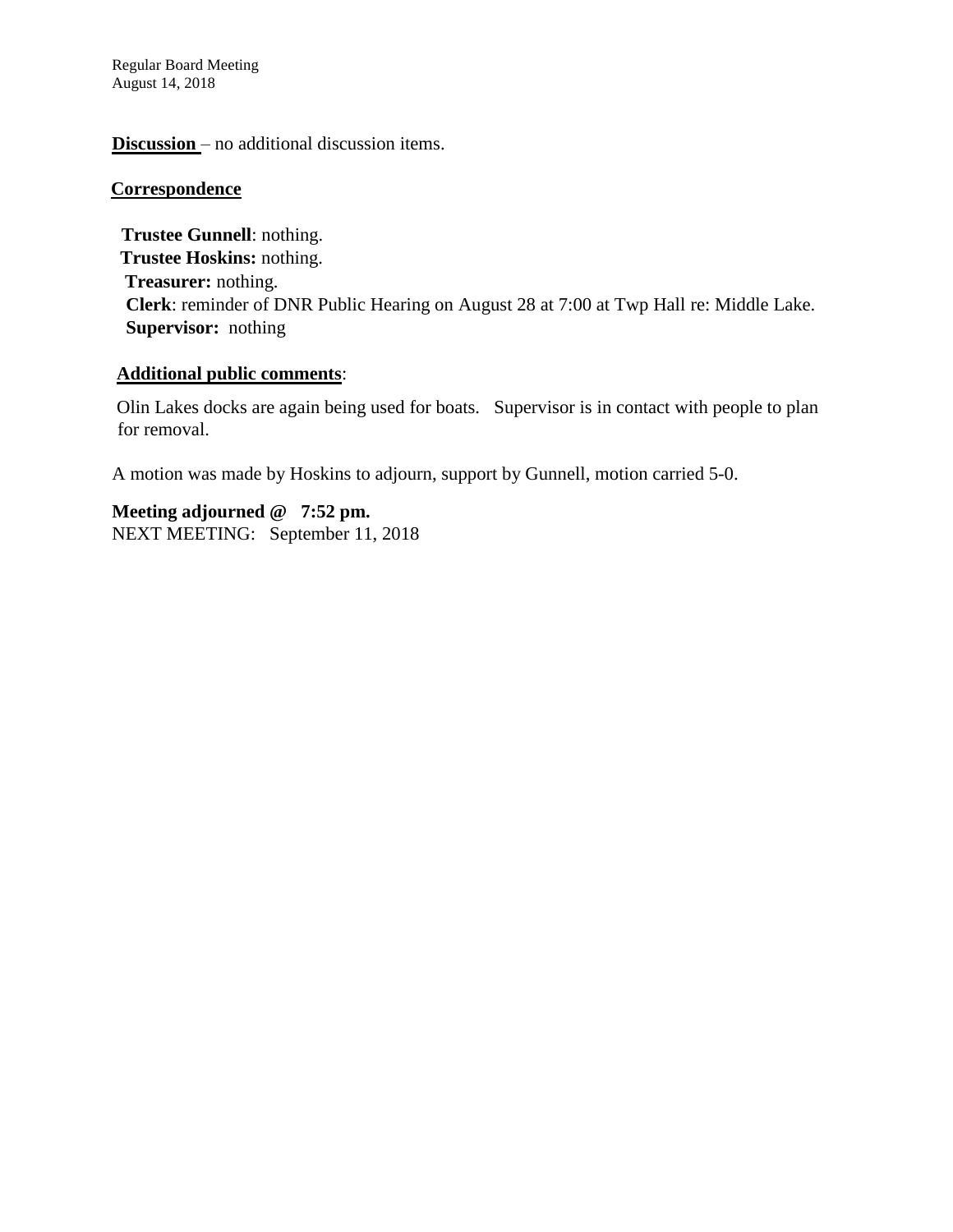**Discussion** – no additional discussion items.

**Correspondence**

**Trustee Gunnell**: nothing.
**Trustee Hoskins:** nothing.
**Treasurer:** nothing.
**Clerk**: reminder of DNR Public Hearing on August 28 at 7:00 at Twp Hall re: Middle Lake.
**Supervisor:** nothing

**Additional public comments**:

Olin Lakes docks are again being used for boats. Supervisor is in contact with people to plan for removal.

A motion was made by Hoskins to adjourn, support by Gunnell, motion carried 5-0.

**Meeting adjourned @ 7:52 pm.**
NEXT MEETING: September 11, 2018